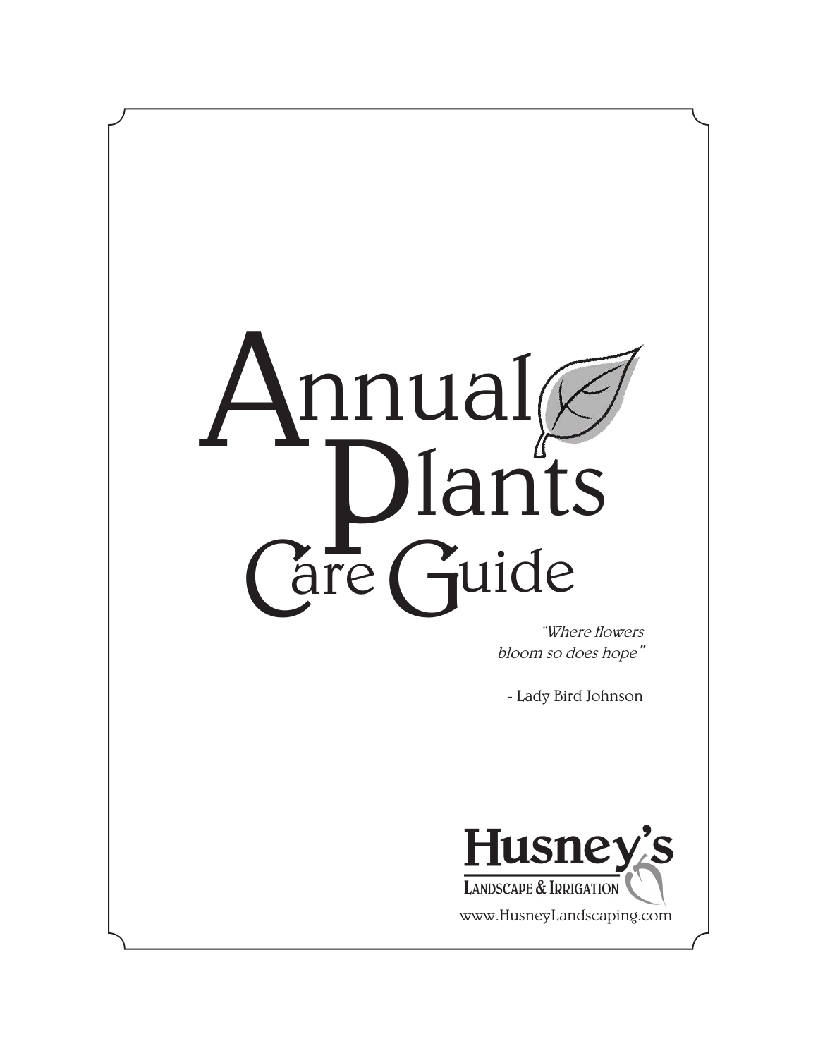# Annual Plants Care Guide

*"Where flowers bloom so does hope"*

- Lady Bird Johnson

**Husney's**
Landscape & Irrigation
www.HusneyLandscaping.com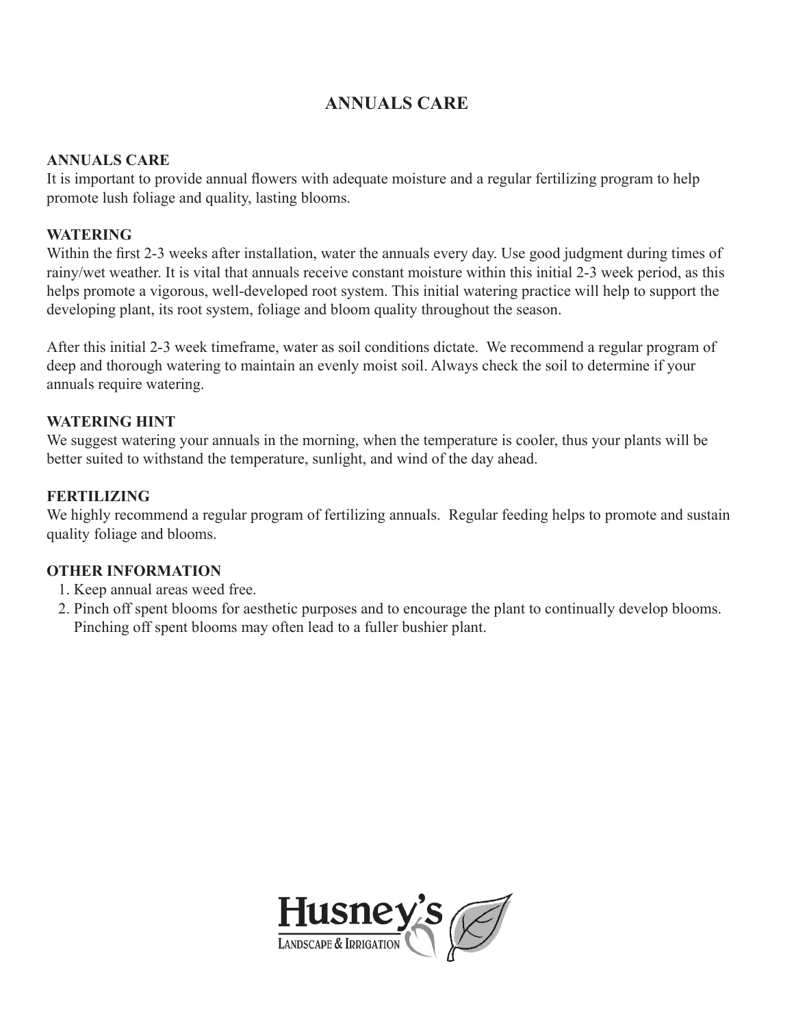# ANNUALS CARE

## ANNUALS CARE

It is important to provide annual flowers with adequate moisture and a regular fertilizing program to help promote lush foliage and quality, lasting blooms.

## WATERING

Within the first 2-3 weeks after installation, water the annuals every day. Use good judgment during times of rainy/wet weather. It is vital that annuals receive constant moisture within this initial 2-3 week period, as this helps promote a vigorous, well-developed root system. This initial watering practice will help to support the developing plant, its root system, foliage and bloom quality throughout the season.

After this initial 2-3 week timeframe, water as soil conditions dictate. We recommend a regular program of deep and thorough watering to maintain an evenly moist soil. Always check the soil to determine if your annuals require watering.

## WATERING HINT

We suggest watering your annuals in the morning, when the temperature is cooler, thus your plants will be better suited to withstand the temperature, sunlight, and wind of the day ahead.

## FERTILIZING

We highly recommend a regular program of fertilizing annuals. Regular feeding helps to promote and sustain quality foliage and blooms.

## OTHER INFORMATION

1. Keep annual areas weed free.
2. Pinch off spent blooms for aesthetic purposes and to encourage the plant to continually develop blooms. Pinching off spent blooms may often lead to a fuller bushier plant.

Husney's
Landscape & Irrigation